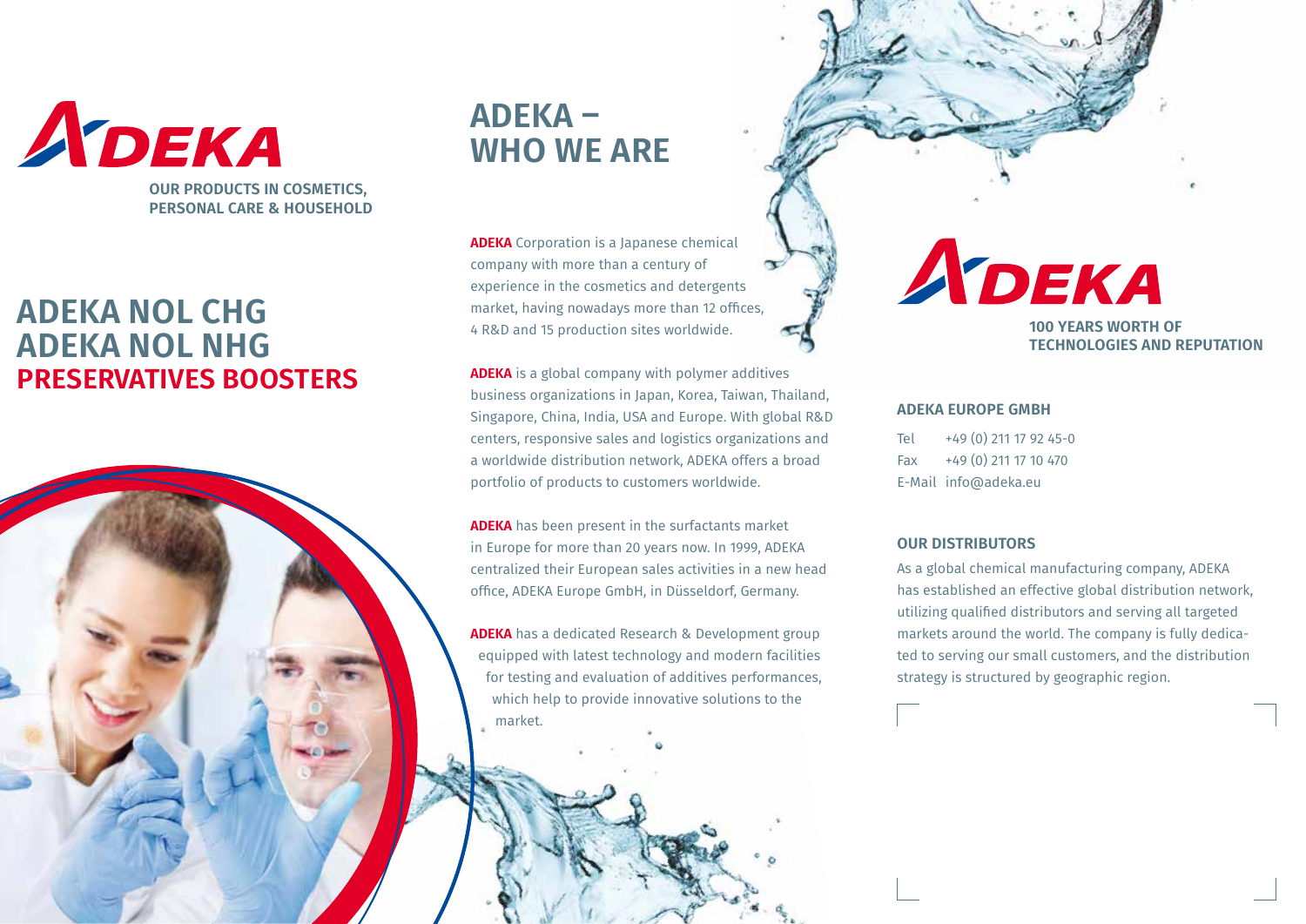ADEKA

OUR PRODUCTS IN COSMETICS, PERSONAL CARE & HOUSEHOLD

# ADEKA NOL CHG
# ADEKA NOL NHG
# PRESERVATIVES BOOSTERS

## ADEKA – WHO WE ARE

**ADEKA** Corporation is a Japanese chemical company with more than a century of experience in the cosmetics and detergents market, having nowadays more than 12 offices, 4 R&D and 15 production sites worldwide.

**ADEKA** is a global company with polymer additives business organizations in Japan, Korea, Taiwan, Thailand, Singapore, China, India, USA and Europe. With global R&D centers, responsive sales and logistics organizations and a worldwide distribution network, ADEKA offers a broad portfolio of products to customers worldwide.

**ADEKA** has been present in the surfactants market in Europe for more than 20 years now. In 1999, ADEKA centralized their European sales activities in a new head office, ADEKA Europe GmbH, in Düsseldorf, Germany.

**ADEKA** has a dedicated Research & Development group equipped with latest technology and modern facilities for testing and evaluation of additives performances, which help to provide innovative solutions to the market.

ADEKA

100 YEARS WORTH OF TECHNOLOGIES AND REPUTATION

### ADEKA EUROPE GMBH

Tel +49 (0) 211 17 92 45-0
Fax +49 (0) 211 17 10 470
E-Mail info@adeka.eu

### OUR DISTRIBUTORS

As a global chemical manufacturing company, ADEKA has established an effective global distribution network, utilizing qualified distributors and serving all targeted markets around the world. The company is fully dedicated to serving our small customers, and the distribution strategy is structured by geographic region.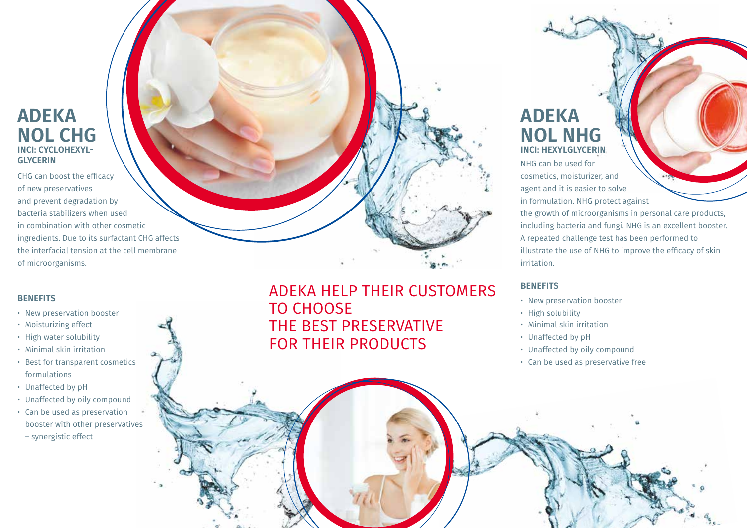## ADEKA NOL CHG

**INCI: CYCLOHEXYL-GLYCERIN**

CHG can boost the efficacy of new preservatives and prevent degradation by bacteria stabilizers when used in combination with other cosmetic ingredients. Due to its surfactant CHG affects the interfacial tension at the cell membrane of microorganisms.

**BENEFITS**

- New preservation booster
- Moisturizing effect
- High water solubility
- Minimal skin irritation
- Best for transparent cosmetics formulations
- Unaffected by pH
- Unaffected by oily compound
- Can be used as preservation booster with other preservatives – synergistic effect

ADEKA HELP THEIR CUSTOMERS TO CHOOSE THE BEST PRESERVATIVE FOR THEIR PRODUCTS

## ADEKA NOL NHG

**INCI: HEXYLGLYCERIN**

NHG can be used for cosmetics, moisturizer, and agent and it is easier to solve in formulation. NHG protect against the growth of microorganisms in personal care products, including bacteria and fungi. NHG is an excellent booster. A repeated challenge test has been performed to illustrate the use of NHG to improve the efficacy of skin irritation.

**BENEFITS**

- New preservation booster
- High solubility
- Minimal skin irritation
- Unaffected by pH
- Unaffected by oily compound
- Can be used as preservative free